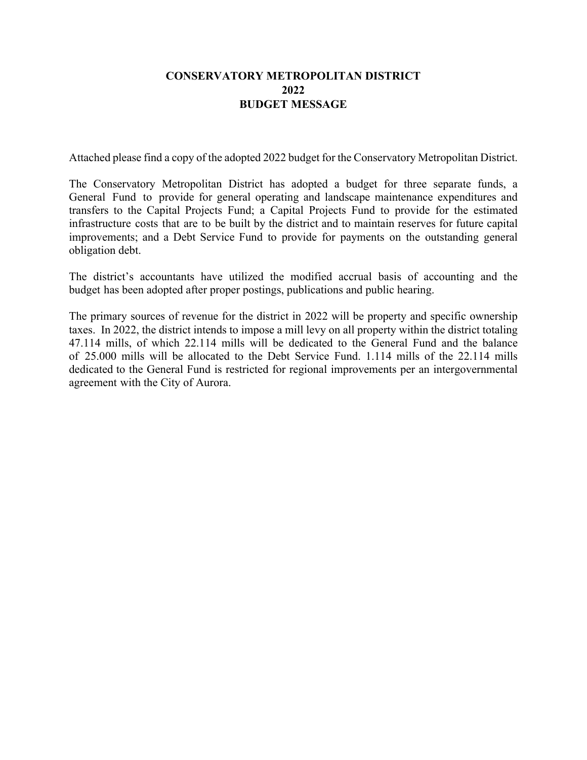# CONSERVATORY METROPOLITAN DISTRICT
# 2022
# BUDGET MESSAGE

Attached please find a copy of the adopted 2022 budget for the Conservatory Metropolitan District.

The Conservatory Metropolitan District has adopted a budget for three separate funds, a General Fund to provide for general operating and landscape maintenance expenditures and transfers to the Capital Projects Fund; a Capital Projects Fund to provide for the estimated infrastructure costs that are to be built by the district and to maintain reserves for future capital improvements; and a Debt Service Fund to provide for payments on the outstanding general obligation debt.

The district's accountants have utilized the modified accrual basis of accounting and the budget has been adopted after proper postings, publications and public hearing.

The primary sources of revenue for the district in 2022 will be property and specific ownership taxes. In 2022, the district intends to impose a mill levy on all property within the district totaling 47.114 mills, of which 22.114 mills will be dedicated to the General Fund and the balance of 25.000 mills will be allocated to the Debt Service Fund. 1.114 mills of the 22.114 mills dedicated to the General Fund is restricted for regional improvements per an intergovernmental agreement with the City of Aurora.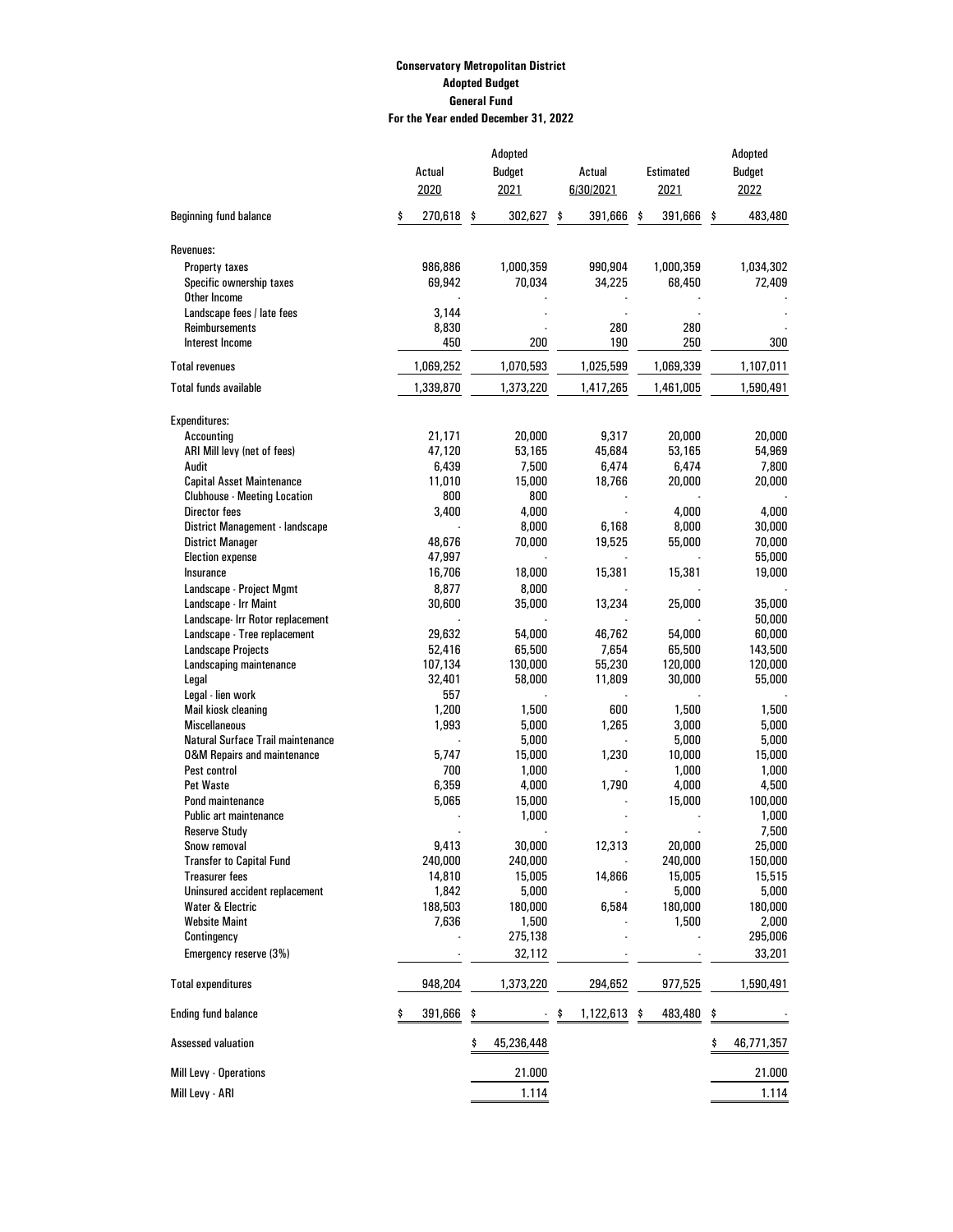**Conservatory Metropolitan District**
**Adopted Budget**
**General Fund**
**For the Year ended December 31, 2022**

| | Actual 2020 | Adopted Budget 2021 | Actual 6/30/2021 | Estimated 2021 | Adopted Budget 2022 |
|---|---|---|---|---|---|
| Beginning fund balance | $ 270,618 | $ 302,627 | $ 391,666 | $ 391,666 | $ 483,480 |
| **Revenues:** | | | | | |
| Property taxes | 986,886 | 1,000,359 | 990,904 | 1,000,359 | 1,034,302 |
| Specific ownership taxes | 69,942 | 70,034 | 34,225 | 68,450 | 72,409 |
| Other Income | - | - | - | - | - |
| Landscape fees / late fees | 3,144 | - | - | - | - |
| Reimbursements | 8,830 | - | 280 | 280 | - |
| Interest Income | 450 | 200 | 190 | 250 | 300 |
| Total revenues | 1,069,252 | 1,070,593 | 1,025,599 | 1,069,339 | 1,107,011 |
| Total funds available | 1,339,870 | 1,373,220 | 1,417,265 | 1,461,005 | 1,590,491 |
| **Expenditures:** | | | | | |
| Accounting | 21,171 | 20,000 | 9,317 | 20,000 | 20,000 |
| ARI Mill levy (net of fees) | 47,120 | 53,165 | 45,684 | 53,165 | 54,969 |
| Audit | 6,439 | 7,500 | 6,474 | 6,474 | 7,800 |
| Capital Asset Maintenance | 11,010 | 15,000 | 18,766 | 20,000 | 20,000 |
| Clubhouse - Meeting Location | 800 | 800 | - | - | - |
| Director fees | 3,400 | 4,000 | - | 4,000 | 4,000 |
| District Management - landscape | - | 8,000 | 6,168 | 8,000 | 30,000 |
| District Manager | 48,676 | 70,000 | 19,525 | 55,000 | 70,000 |
| Election expense | 47,997 | - | - | - | 55,000 |
| Insurance | 16,706 | 18,000 | 15,381 | 15,381 | 19,000 |
| Landscape - Project Mgmt | 8,877 | 8,000 | - | - | - |
| Landscape - Irr Maint | 30,600 | 35,000 | 13,234 | 25,000 | 35,000 |
| Landscape- Irr Rotor replacement | - | - | - | - | 50,000 |
| Landscape - Tree replacement | 29,632 | 54,000 | 46,762 | 54,000 | 60,000 |
| Landscape Projects | 52,416 | 65,500 | 7,654 | 65,500 | 143,500 |
| Landscaping maintenance | 107,134 | 130,000 | 55,230 | 120,000 | 120,000 |
| Legal | 32,401 | 58,000 | 11,809 | 30,000 | 55,000 |
| Legal - lien work | 557 | - | - | - | - |
| Mail kiosk cleaning | 1,200 | 1,500 | 600 | 1,500 | 1,500 |
| Miscellaneous | 1,993 | 5,000 | 1,265 | 3,000 | 5,000 |
| Natural Surface Trail maintenance | - | 5,000 | - | 5,000 | 5,000 |
| O&M Repairs and maintenance | 5,747 | 15,000 | 1,230 | 10,000 | 15,000 |
| Pest control | 700 | 1,000 | - | 1,000 | 1,000 |
| Pet Waste | 6,359 | 4,000 | 1,790 | 4,000 | 4,500 |
| Pond maintenance | 5,065 | 15,000 | - | 15,000 | 100,000 |
| Public art maintenance | - | 1,000 | - | - | 1,000 |
| Reserve Study | - | - | - | - | 7,500 |
| Snow removal | 9,413 | 30,000 | 12,313 | 20,000 | 25,000 |
| Transfer to Capital Fund | 240,000 | 240,000 | - | 240,000 | 150,000 |
| Treasurer fees | 14,810 | 15,005 | 14,866 | 15,005 | 15,515 |
| Uninsured accident replacement | 1,842 | 5,000 | - | 5,000 | 5,000 |
| Water & Electric | 188,503 | 180,000 | 6,584 | 180,000 | 180,000 |
| Website Maint | 7,636 | 1,500 | - | 1,500 | 2,000 |
| Contingency | - | 275,138 | - | - | 295,006 |
| Emergency reserve (3%) | - | 32,112 | - | - | 33,201 |
| Total expenditures | 948,204 | 1,373,220 | 294,652 | 977,525 | 1,590,491 |
| Ending fund balance | $ 391,666 | $ - | $ 1,122,613 | $ 483,480 | $ - |
| Assessed valuation | | $ 45,236,448 | | | $ 46,771,357 |
| Mill Levy - Operations | | 21.000 | | | 21.000 |
| Mill Levy - ARI | | 1.114 | | | 1.114 |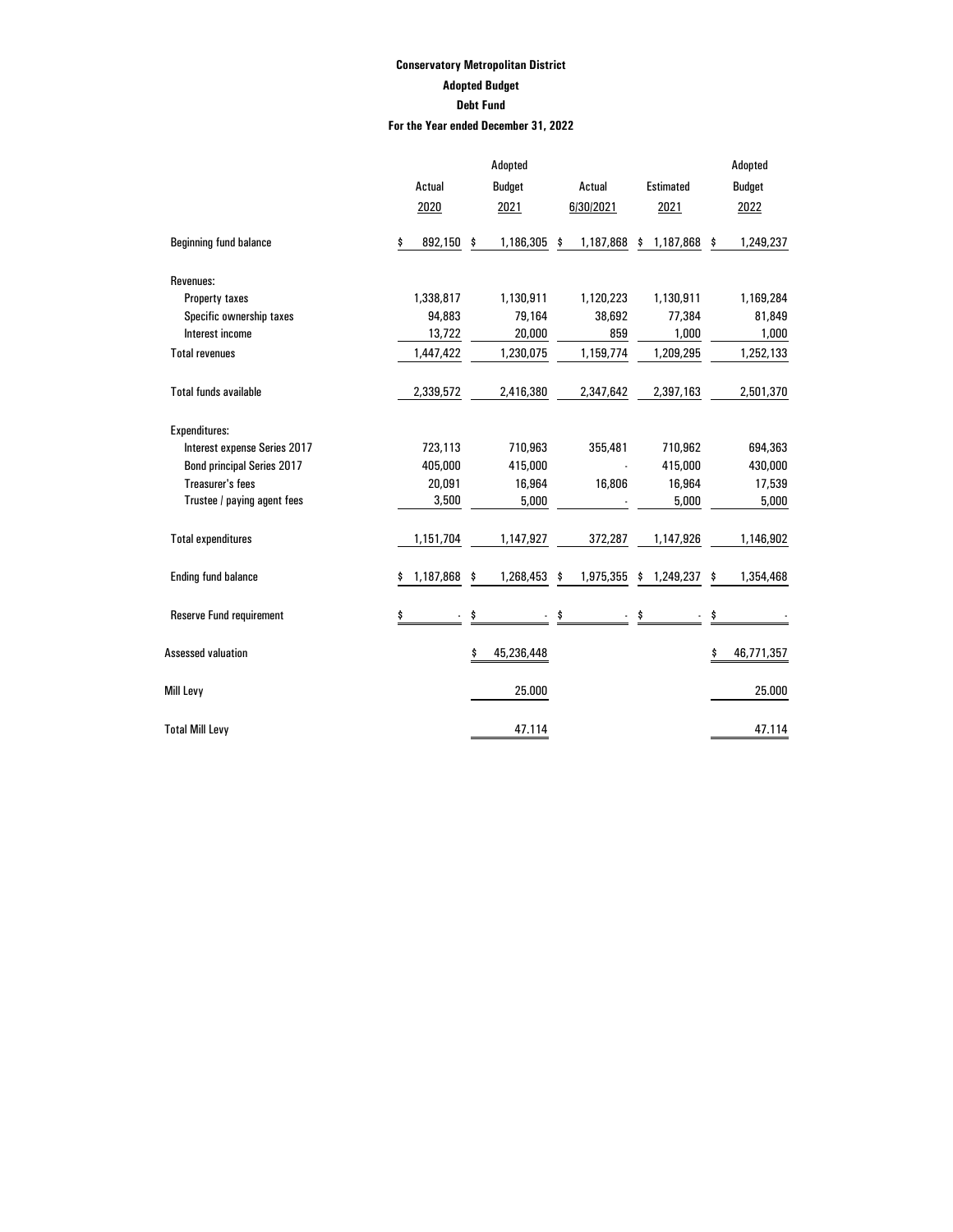**Conservatory Metropolitan District**

**Adopted Budget**

**Debt Fund**

**For the Year ended December 31, 2022**

| | Actual 2020 | Adopted Budget 2021 | Actual 6/30/2021 | Estimated 2021 | Adopted Budget 2022 |
|---|---|---|---|---|---|
| Beginning fund balance | $ 892,150 | $ 1,186,305 | $ 1,187,868 | $ 1,187,868 | $ 1,249,237 |
| Revenues: | | | | | |
| Property taxes | 1,338,817 | 1,130,911 | 1,120,223 | 1,130,911 | 1,169,284 |
| Specific ownership taxes | 94,883 | 79,164 | 38,692 | 77,384 | 81,849 |
| Interest income | 13,722 | 20,000 | 859 | 1,000 | 1,000 |
| Total revenues | 1,447,422 | 1,230,075 | 1,159,774 | 1,209,295 | 1,252,133 |
| Total funds available | 2,339,572 | 2,416,380 | 2,347,642 | 2,397,163 | 2,501,370 |
| Expenditures: | | | | | |
| Interest expense Series 2017 | 723,113 | 710,963 | 355,481 | 710,962 | 694,363 |
| Bond principal Series 2017 | 405,000 | 415,000 | - | 415,000 | 430,000 |
| Treasurer's fees | 20,091 | 16,964 | 16,806 | 16,964 | 17,539 |
| Trustee / paying agent fees | 3,500 | 5,000 | - | 5,000 | 5,000 |
| Total expenditures | 1,151,704 | 1,147,927 | 372,287 | 1,147,926 | 1,146,902 |
| Ending fund balance | $ 1,187,868 | $ 1,268,453 | $ 1,975,355 | $ 1,249,237 | $ 1,354,468 |
| Reserve Fund requirement | $ - | $ - | $ - | $ - | $ - |
| Assessed valuation | | $ 45,236,448 | | | $ 46,771,357 |
| Mill Levy | | 25.000 | | | 25.000 |
| Total Mill Levy | | 47.114 | | | 47.114 |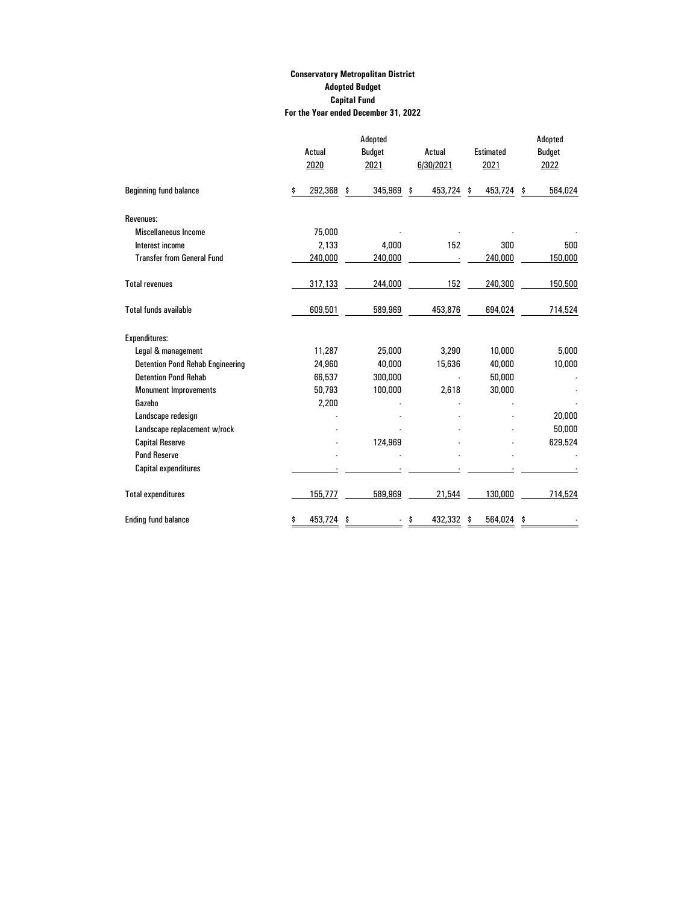**Conservatory Metropolitan District**
**Adopted Budget**
**Capital Fund**
**For the Year ended December 31, 2022**

| | Actual 2020 | Adopted Budget 2021 | Actual 6/30/2021 | Estimated 2021 | Adopted Budget 2022 |
|---|---|---|---|---|---|
| Beginning fund balance | $ 292,368 | $ 345,969 | $ 453,724 | $ 453,724 | $ 564,024 |
| Revenues: | | | | | |
| Miscellaneous Income | 75,000 | - | - | - | - |
| Interest income | 2,133 | 4,000 | 152 | 300 | 500 |
| Transfer from General Fund | 240,000 | 240,000 | - | 240,000 | 150,000 |
| Total revenues | 317,133 | 244,000 | 152 | 240,300 | 150,500 |
| Total funds available | 609,501 | 589,969 | 453,876 | 694,024 | 714,524 |
| Expenditures: | | | | | |
| Legal & management | 11,287 | 25,000 | 3,290 | 10,000 | 5,000 |
| Detention Pond Rehab Engineering | 24,960 | 40,000 | 15,636 | 40,000 | 10,000 |
| Detention Pond Rehab | 66,537 | 300,000 | - | 50,000 | - |
| Monument Improvements | 50,793 | 100,000 | 2,618 | 30,000 | - |
| Gazebo | 2,200 | - | - | - | - |
| Landscape redesign | - | - | - | - | 20,000 |
| Landscape replacement w/rock | - | - | - | - | 50,000 |
| Capital Reserve | - | 124,969 | - | - | 629,524 |
| Pond Reserve | - | - | - | - | - |
| Capital expenditures | - | - | - | - | - |
| Total expenditures | 155,777 | 589,969 | 21,544 | 130,000 | 714,524 |
| Ending fund balance | $ 453,724 | $ - | $ 432,332 | $ 564,024 | $ - |